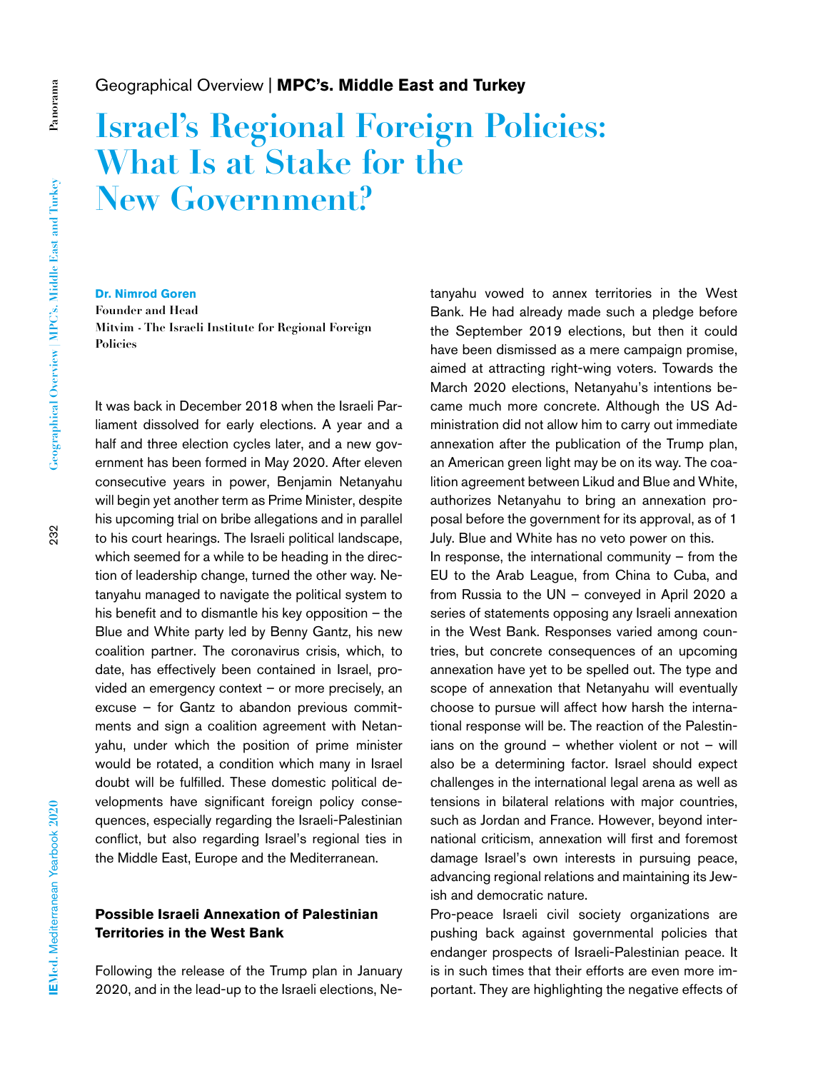Geographical Overview | **MPC's. Middle East and Turkey**

# Israel's Regional Foreign Policies: What Is at Stake for the New Government?

**Dr. Nimrod Goren**
**Founder and Head**
**Mitvim - The Israeli Institute for Regional Foreign Policies**

It was back in December 2018 when the Israeli Parliament dissolved for early elections. A year and a half and three election cycles later, and a new government has been formed in May 2020. After eleven consecutive years in power, Benjamin Netanyahu will begin yet another term as Prime Minister, despite his upcoming trial on bribe allegations and in parallel to his court hearings. The Israeli political landscape, which seemed for a while to be heading in the direction of leadership change, turned the other way. Netanyahu managed to navigate the political system to his benefit and to dismantle his key opposition – the Blue and White party led by Benny Gantz, his new coalition partner. The coronavirus crisis, which, to date, has effectively been contained in Israel, provided an emergency context – or more precisely, an excuse – for Gantz to abandon previous commitments and sign a coalition agreement with Netanyahu, under which the position of prime minister would be rotated, a condition which many in Israel doubt will be fulfilled. These domestic political developments have significant foreign policy consequences, especially regarding the Israeli-Palestinian conflict, but also regarding Israel's regional ties in the Middle East, Europe and the Mediterranean.

## Possible Israeli Annexation of Palestinian Territories in the West Bank

Following the release of the Trump plan in January 2020, and in the lead-up to the Israeli elections, Netanyahu vowed to annex territories in the West Bank. He had already made such a pledge before the September 2019 elections, but then it could have been dismissed as a mere campaign promise, aimed at attracting right-wing voters. Towards the March 2020 elections, Netanyahu's intentions became much more concrete. Although the US Administration did not allow him to carry out immediate annexation after the publication of the Trump plan, an American green light may be on its way. The coalition agreement between Likud and Blue and White, authorizes Netanyahu to bring an annexation proposal before the government for its approval, as of 1 July. Blue and White has no veto power on this.

In response, the international community – from the EU to the Arab League, from China to Cuba, and from Russia to the UN – conveyed in April 2020 a series of statements opposing any Israeli annexation in the West Bank. Responses varied among countries, but concrete consequences of an upcoming annexation have yet to be spelled out. The type and scope of annexation that Netanyahu will eventually choose to pursue will affect how harsh the international response will be. The reaction of the Palestinians on the ground – whether violent or not – will also be a determining factor. Israel should expect challenges in the international legal arena as well as tensions in bilateral relations with major countries, such as Jordan and France. However, beyond international criticism, annexation will first and foremost damage Israel's own interests in pursuing peace, advancing regional relations and maintaining its Jewish and democratic nature.

Pro-peace Israeli civil society organizations are pushing back against governmental policies that endanger prospects of Israeli-Palestinian peace. It is in such times that their efforts are even more important. They are highlighting the negative effects of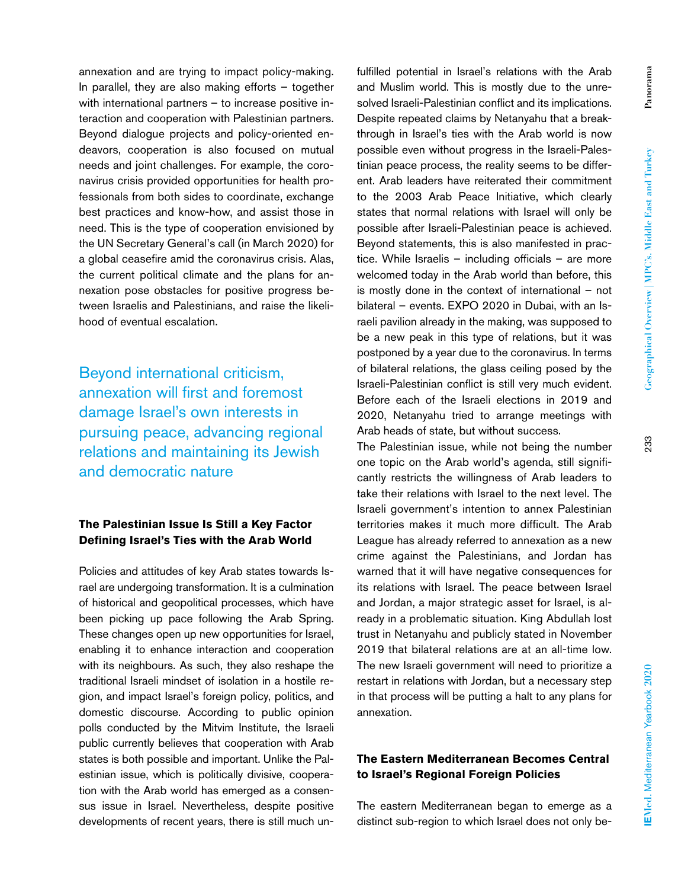annexation and are trying to impact policy-making. In parallel, they are also making efforts – together with international partners – to increase positive interaction and cooperation with Palestinian partners. Beyond dialogue projects and policy-oriented endeavors, cooperation is also focused on mutual needs and joint challenges. For example, the coronavirus crisis provided opportunities for health professionals from both sides to coordinate, exchange best practices and know-how, and assist those in need. This is the type of cooperation envisioned by the UN Secretary General's call (in March 2020) for a global ceasefire amid the coronavirus crisis. Alas, the current political climate and the plans for annexation pose obstacles for positive progress between Israelis and Palestinians, and raise the likelihood of eventual escalation.

> Beyond international criticism, annexation will first and foremost damage Israel's own interests in pursuing peace, advancing regional relations and maintaining its Jewish and democratic nature

## The Palestinian Issue Is Still a Key Factor Defining Israel's Ties with the Arab World

Policies and attitudes of key Arab states towards Israel are undergoing transformation. It is a culmination of historical and geopolitical processes, which have been picking up pace following the Arab Spring. These changes open up new opportunities for Israel, enabling it to enhance interaction and cooperation with its neighbours. As such, they also reshape the traditional Israeli mindset of isolation in a hostile region, and impact Israel's foreign policy, politics, and domestic discourse. According to public opinion polls conducted by the Mitvim Institute, the Israeli public currently believes that cooperation with Arab states is both possible and important. Unlike the Palestinian issue, which is politically divisive, cooperation with the Arab world has emerged as a consensus issue in Israel. Nevertheless, despite positive developments of recent years, there is still much unfulfilled potential in Israel's relations with the Arab and Muslim world. This is mostly due to the unresolved Israeli-Palestinian conflict and its implications. Despite repeated claims by Netanyahu that a breakthrough in Israel's ties with the Arab world is now possible even without progress in the Israeli-Palestinian peace process, the reality seems to be different. Arab leaders have reiterated their commitment to the 2003 Arab Peace Initiative, which clearly states that normal relations with Israel will only be possible after Israeli-Palestinian peace is achieved. Beyond statements, this is also manifested in practice. While Israelis – including officials – are more welcomed today in the Arab world than before, this is mostly done in the context of international – not bilateral – events. EXPO 2020 in Dubai, with an Israeli pavilion already in the making, was supposed to be a new peak in this type of relations, but it was postponed by a year due to the coronavirus. In terms of bilateral relations, the glass ceiling posed by the Israeli-Palestinian conflict is still very much evident. Before each of the Israeli elections in 2019 and 2020, Netanyahu tried to arrange meetings with Arab heads of state, but without success.

The Palestinian issue, while not being the number one topic on the Arab world's agenda, still significantly restricts the willingness of Arab leaders to take their relations with Israel to the next level. The Israeli government's intention to annex Palestinian territories makes it much more difficult. The Arab League has already referred to annexation as a new crime against the Palestinians, and Jordan has warned that it will have negative consequences for its relations with Israel. The peace between Israel and Jordan, a major strategic asset for Israel, is already in a problematic situation. King Abdullah lost trust in Netanyahu and publicly stated in November 2019 that bilateral relations are at an all-time low. The new Israeli government will need to prioritize a restart in relations with Jordan, but a necessary step in that process will be putting a halt to any plans for annexation.

## The Eastern Mediterranean Becomes Central to Israel's Regional Foreign Policies

The eastern Mediterranean began to emerge as a distinct sub-region to which Israel does not only be-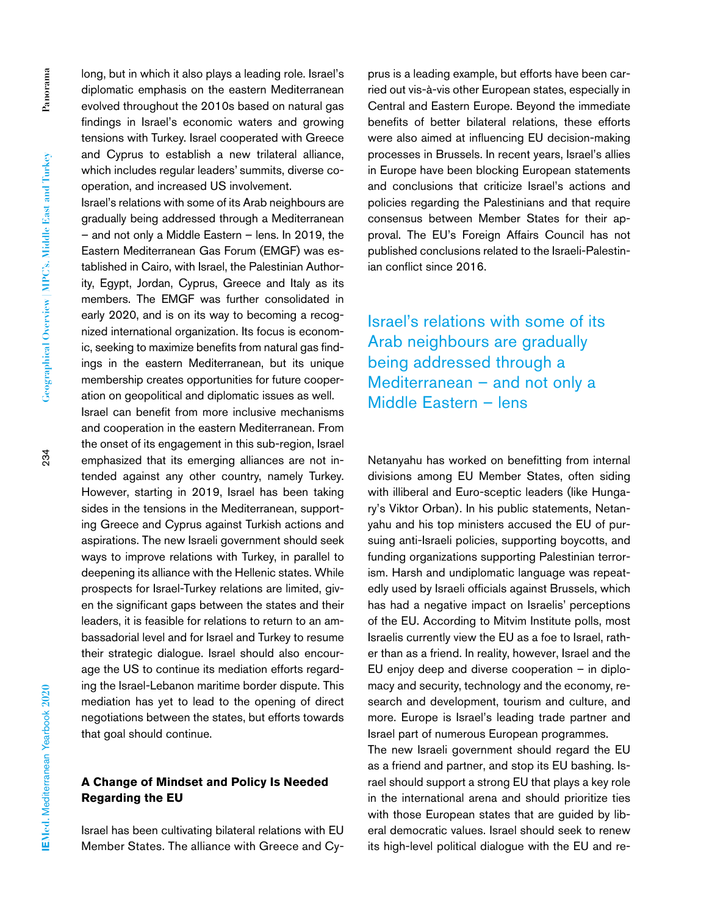long, but in which it also plays a leading role. Israel's diplomatic emphasis on the eastern Mediterranean evolved throughout the 2010s based on natural gas findings in Israel's economic waters and growing tensions with Turkey. Israel cooperated with Greece and Cyprus to establish a new trilateral alliance, which includes regular leaders' summits, diverse cooperation, and increased US involvement.

Israel's relations with some of its Arab neighbours are gradually being addressed through a Mediterranean – and not only a Middle Eastern – lens. In 2019, the Eastern Mediterranean Gas Forum (EMGF) was established in Cairo, with Israel, the Palestinian Authority, Egypt, Jordan, Cyprus, Greece and Italy as its members. The EMGF was further consolidated in early 2020, and is on its way to becoming a recognized international organization. Its focus is economic, seeking to maximize benefits from natural gas findings in the eastern Mediterranean, but its unique membership creates opportunities for future cooperation on geopolitical and diplomatic issues as well.

Israel can benefit from more inclusive mechanisms and cooperation in the eastern Mediterranean. From the onset of its engagement in this sub-region, Israel emphasized that its emerging alliances are not intended against any other country, namely Turkey. However, starting in 2019, Israel has been taking sides in the tensions in the Mediterranean, supporting Greece and Cyprus against Turkish actions and aspirations. The new Israeli government should seek ways to improve relations with Turkey, in parallel to deepening its alliance with the Hellenic states. While prospects for Israel-Turkey relations are limited, given the significant gaps between the states and their leaders, it is feasible for relations to return to an ambassadorial level and for Israel and Turkey to resume their strategic dialogue. Israel should also encourage the US to continue its mediation efforts regarding the Israel-Lebanon maritime border dispute. This mediation has yet to lead to the opening of direct negotiations between the states, but efforts towards that goal should continue.

## A Change of Mindset and Policy Is Needed Regarding the EU

Israel has been cultivating bilateral relations with EU Member States. The alliance with Greece and Cyprus is a leading example, but efforts have been carried out vis-à-vis other European states, especially in Central and Eastern Europe. Beyond the immediate benefits of better bilateral relations, these efforts were also aimed at influencing EU decision-making processes in Brussels. In recent years, Israel's allies in Europe have been blocking European statements and conclusions that criticize Israel's actions and policies regarding the Palestinians and that require consensus between Member States for their approval. The EU's Foreign Affairs Council has not published conclusions related to the Israeli-Palestinian conflict since 2016.

> Israel's relations with some of its Arab neighbours are gradually being addressed through a Mediterranean – and not only a Middle Eastern – lens

Netanyahu has worked on benefitting from internal divisions among EU Member States, often siding with illiberal and Euro-sceptic leaders (like Hungary's Viktor Orban). In his public statements, Netanyahu and his top ministers accused the EU of pursuing anti-Israeli policies, supporting boycotts, and funding organizations supporting Palestinian terrorism. Harsh and undiplomatic language was repeatedly used by Israeli officials against Brussels, which has had a negative impact on Israelis' perceptions of the EU. According to Mitvim Institute polls, most Israelis currently view the EU as a foe to Israel, rather than as a friend. In reality, however, Israel and the EU enjoy deep and diverse cooperation – in diplomacy and security, technology and the economy, research and development, tourism and culture, and more. Europe is Israel's leading trade partner and Israel part of numerous European programmes.

The new Israeli government should regard the EU as a friend and partner, and stop its EU bashing. Israel should support a strong EU that plays a key role in the international arena and should prioritize ties with those European states that are guided by liberal democratic values. Israel should seek to renew its high-level political dialogue with the EU and re-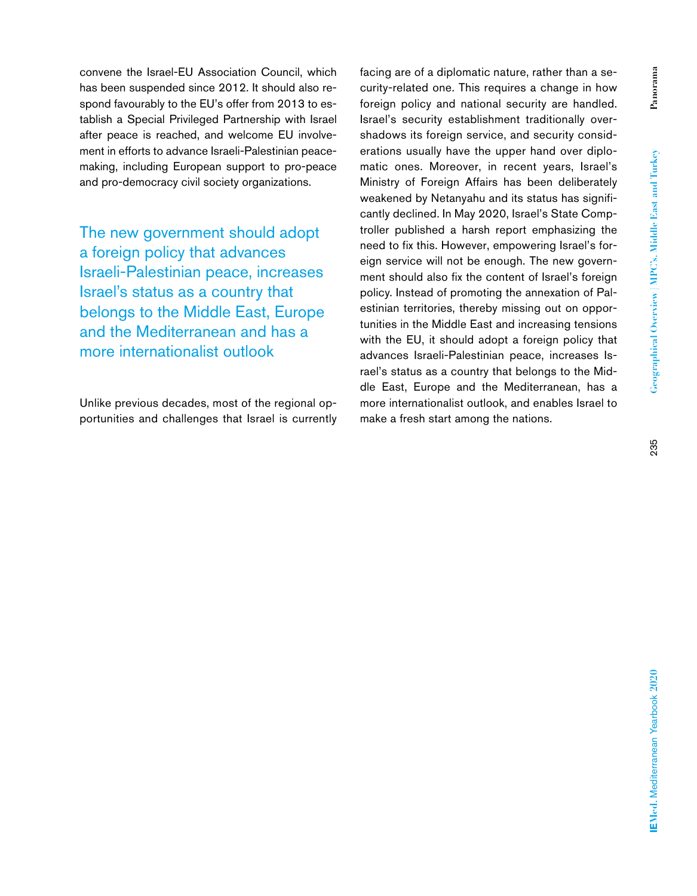convene the Israel-EU Association Council, which has been suspended since 2012. It should also respond favourably to the EU's offer from 2013 to establish a Special Privileged Partnership with Israel after peace is reached, and welcome EU involvement in efforts to advance Israeli-Palestinian peacemaking, including European support to pro-peace and pro-democracy civil society organizations.

> The new government should adopt a foreign policy that advances Israeli-Palestinian peace, increases Israel's status as a country that belongs to the Middle East, Europe and the Mediterranean and has a more internationalist outlook

Unlike previous decades, most of the regional opportunities and challenges that Israel is currently facing are of a diplomatic nature, rather than a security-related one. This requires a change in how foreign policy and national security are handled. Israel's security establishment traditionally overshadows its foreign service, and security considerations usually have the upper hand over diplomatic ones. Moreover, in recent years, Israel's Ministry of Foreign Affairs has been deliberately weakened by Netanyahu and its status has significantly declined. In May 2020, Israel's State Comptroller published a harsh report emphasizing the need to fix this. However, empowering Israel's foreign service will not be enough. The new government should also fix the content of Israel's foreign policy. Instead of promoting the annexation of Palestinian territories, thereby missing out on opportunities in the Middle East and increasing tensions with the EU, it should adopt a foreign policy that advances Israeli-Palestinian peace, increases Israel's status as a country that belongs to the Middle East, Europe and the Mediterranean, has a more internationalist outlook, and enables Israel to make a fresh start among the nations.